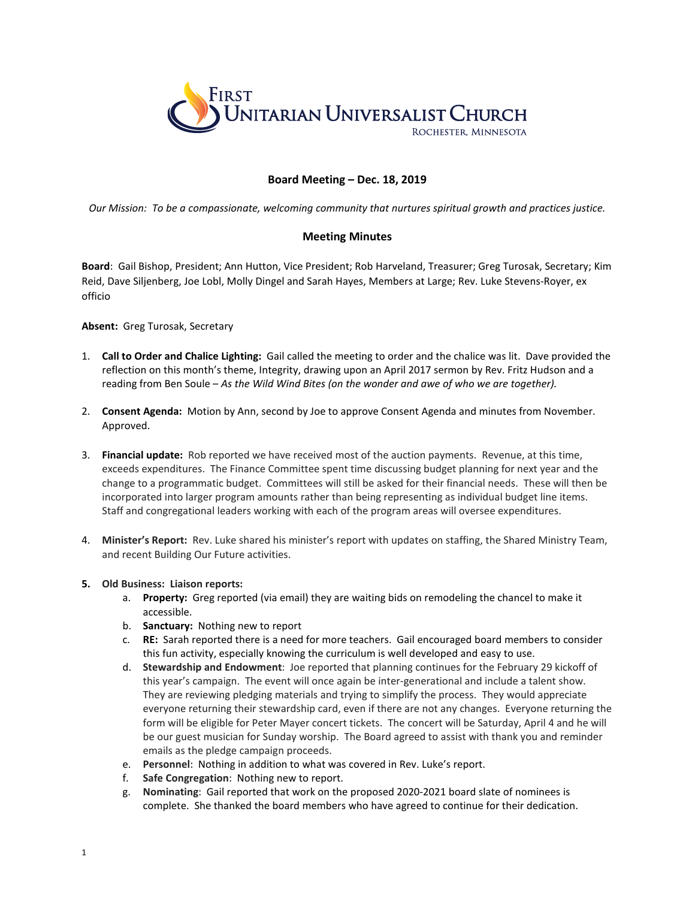First Unitarian Universalist Church
Rochester, Minnesota

## Board Meeting – Dec. 18, 2019

*Our Mission: To be a compassionate, welcoming community that nurtures spiritual growth and practices justice.*

### Meeting Minutes

**Board**: Gail Bishop, President; Ann Hutton, Vice President; Rob Harveland, Treasurer; Greg Turosak, Secretary; Kim Reid, Dave Siljenberg, Joe Lobl, Molly Dingel and Sarah Hayes, Members at Large; Rev. Luke Stevens-Royer, ex officio

**Absent:** Greg Turosak, Secretary

1. **Call to Order and Chalice Lighting:** Gail called the meeting to order and the chalice was lit. Dave provided the reflection on this month's theme, Integrity, drawing upon an April 2017 sermon by Rev. Fritz Hudson and a reading from Ben Soule – *As the Wild Wind Bites (on the wonder and awe of who we are together).*

2. **Consent Agenda:** Motion by Ann, second by Joe to approve Consent Agenda and minutes from November. Approved.

3. **Financial update:** Rob reported we have received most of the auction payments. Revenue, at this time, exceeds expenditures. The Finance Committee spent time discussing budget planning for next year and the change to a programmatic budget. Committees will still be asked for their financial needs. These will then be incorporated into larger program amounts rather than being representing as individual budget line items. Staff and congregational leaders working with each of the program areas will oversee expenditures.

4. **Minister's Report:** Rev. Luke shared his minister's report with updates on staffing, the Shared Ministry Team, and recent Building Our Future activities.

5. **Old Business: Liaison reports:**
   a. **Property:** Greg reported (via email) they are waiting bids on remodeling the chancel to make it accessible.
   b. **Sanctuary:** Nothing new to report
   c. **RE:** Sarah reported there is a need for more teachers. Gail encouraged board members to consider this fun activity, especially knowing the curriculum is well developed and easy to use.
   d. **Stewardship and Endowment**: Joe reported that planning continues for the February 29 kickoff of this year's campaign. The event will once again be inter-generational and include a talent show. They are reviewing pledging materials and trying to simplify the process. They would appreciate everyone returning their stewardship card, even if there are not any changes. Everyone returning the form will be eligible for Peter Mayer concert tickets. The concert will be Saturday, April 4 and he will be our guest musician for Sunday worship. The Board agreed to assist with thank you and reminder emails as the pledge campaign proceeds.
   e. **Personnel**: Nothing in addition to what was covered in Rev. Luke's report.
   f. **Safe Congregation**: Nothing new to report.
   g. **Nominating**: Gail reported that work on the proposed 2020-2021 board slate of nominees is complete. She thanked the board members who have agreed to continue for their dedication.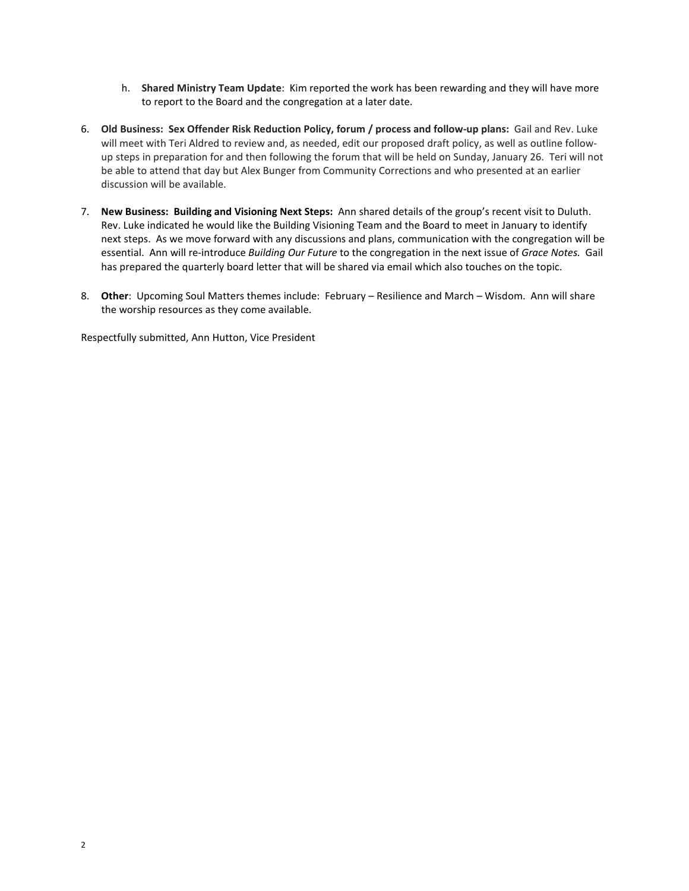h. **Shared Ministry Team Update**: Kim reported the work has been rewarding and they will have more to report to the Board and the congregation at a later date.

6. **Old Business: Sex Offender Risk Reduction Policy, forum / process and follow-up plans:** Gail and Rev. Luke will meet with Teri Aldred to review and, as needed, edit our proposed draft policy, as well as outline follow-up steps in preparation for and then following the forum that will be held on Sunday, January 26. Teri will not be able to attend that day but Alex Bunger from Community Corrections and who presented at an earlier discussion will be available.

7. **New Business: Building and Visioning Next Steps:** Ann shared details of the group's recent visit to Duluth. Rev. Luke indicated he would like the Building Visioning Team and the Board to meet in January to identify next steps. As we move forward with any discussions and plans, communication with the congregation will be essential. Ann will re-introduce *Building Our Future* to the congregation in the next issue of *Grace Notes.* Gail has prepared the quarterly board letter that will be shared via email which also touches on the topic.

8. **Other**: Upcoming Soul Matters themes include: February – Resilience and March – Wisdom. Ann will share the worship resources as they come available.

Respectfully submitted, Ann Hutton, Vice President